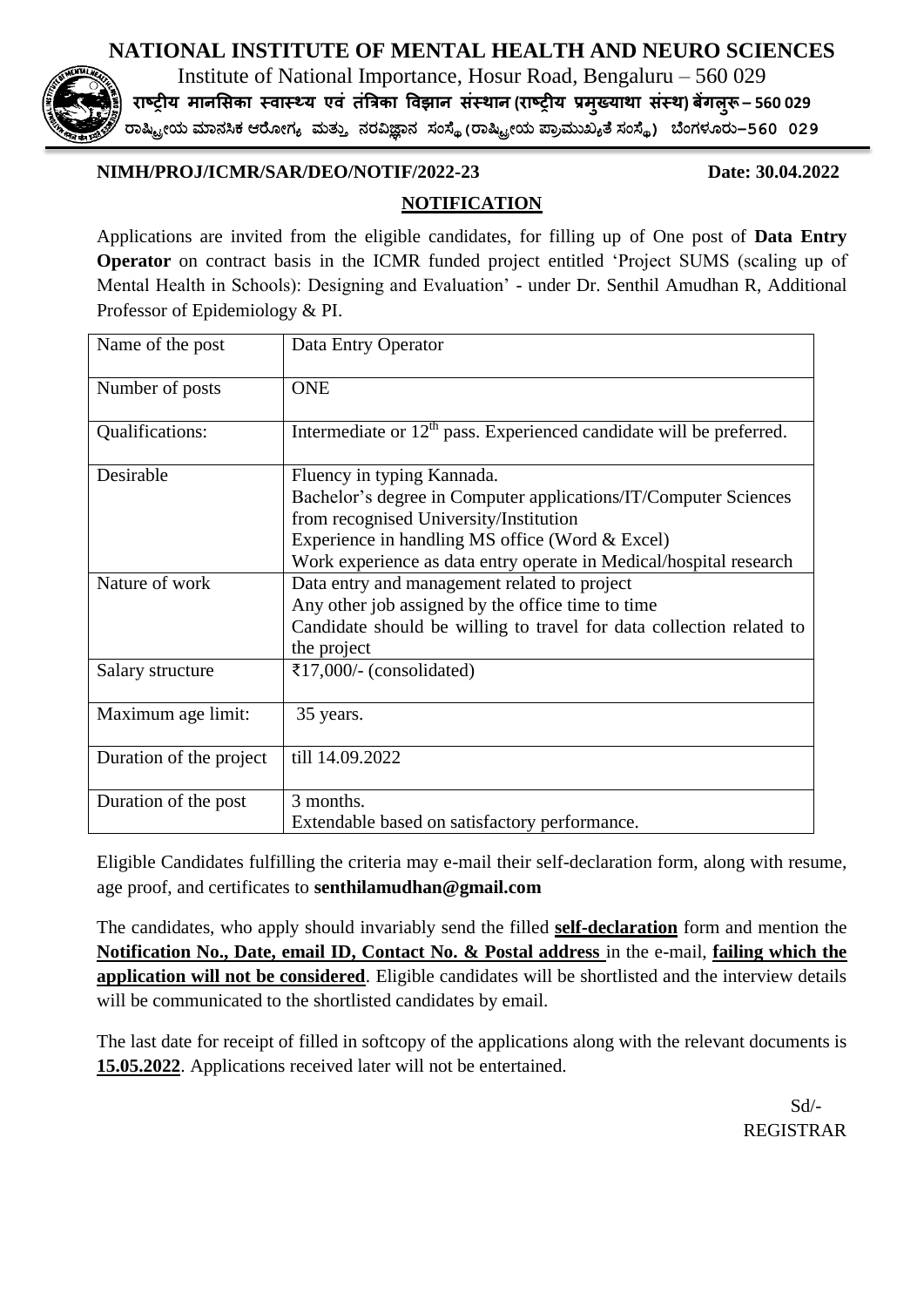# NATIONAL INSTITUTE OF MENTAL HEALTH AND NEURO SCIENCES

Institute of National Importance, Hosur Road, Bengaluru – 560 029

**राष्ट्रीय मानसिका स्वास्थ्य एवं तंत्रिका विज्ञान संस्थान (राष्ट्रीय प्रमुख्याथा संस्थ) बेंगलुरू – 560 029**

**ರಾಷ್ಟ್ರೀಯ ಮಾನಸಿಕ ಆರೋಗ್ಯ ಮತ್ತು ನರವಿಜ್ಞಾನ ಸಂಸ್ಥೆ (ರಾಷ್ಟ್ರೀಯ ಪ್ರಾಮುಖ್ಯತೆ ಸಂಸ್ಥೆ) ಬೆಂಗಳೂರು–560 029**

**NIMH/PROJ/ICMR/SAR/DEO/NOTIF/2022-23** **Date: 30.04.2022**

## NOTIFICATION

Applications are invited from the eligible candidates, for filling up of One post of **Data Entry Operator** on contract basis in the ICMR funded project entitled 'Project SUMS (scaling up of Mental Health in Schools): Designing and Evaluation' - under Dr. Senthil Amudhan R, Additional Professor of Epidemiology & PI.

| Name of the post | Data Entry Operator |
|---|---|
| Number of posts | ONE |
| Qualifications: | Intermediate or 12th pass. Experienced candidate will be preferred. |
| Desirable | Fluency in typing Kannada.<br>Bachelor's degree in Computer applications/IT/Computer Sciences from recognised University/Institution<br>Experience in handling MS office (Word & Excel)<br>Work experience as data entry operate in Medical/hospital research |
| Nature of work | Data entry and management related to project<br>Any other job assigned by the office time to time<br>Candidate should be willing to travel for data collection related to the project |
| Salary structure | ₹17,000/- (consolidated) |
| Maximum age limit: | 35 years. |
| Duration of the project | till 14.09.2022 |
| Duration of the post | 3 months.<br>Extendable based on satisfactory performance. |

Eligible Candidates fulfilling the criteria may e-mail their self-declaration form, along with resume, age proof, and certificates to **senthilamudhan@gmail.com**

The candidates, who apply should invariably send the filled **self-declaration** form and mention the **Notification No., Date, email ID, Contact No. & Postal address** in the e-mail, **failing which the application will not be considered**. Eligible candidates will be shortlisted and the interview details will be communicated to the shortlisted candidates by email.

The last date for receipt of filled in softcopy of the applications along with the relevant documents is **15.05.2022**. Applications received later will not be entertained.

Sd/-

REGISTRAR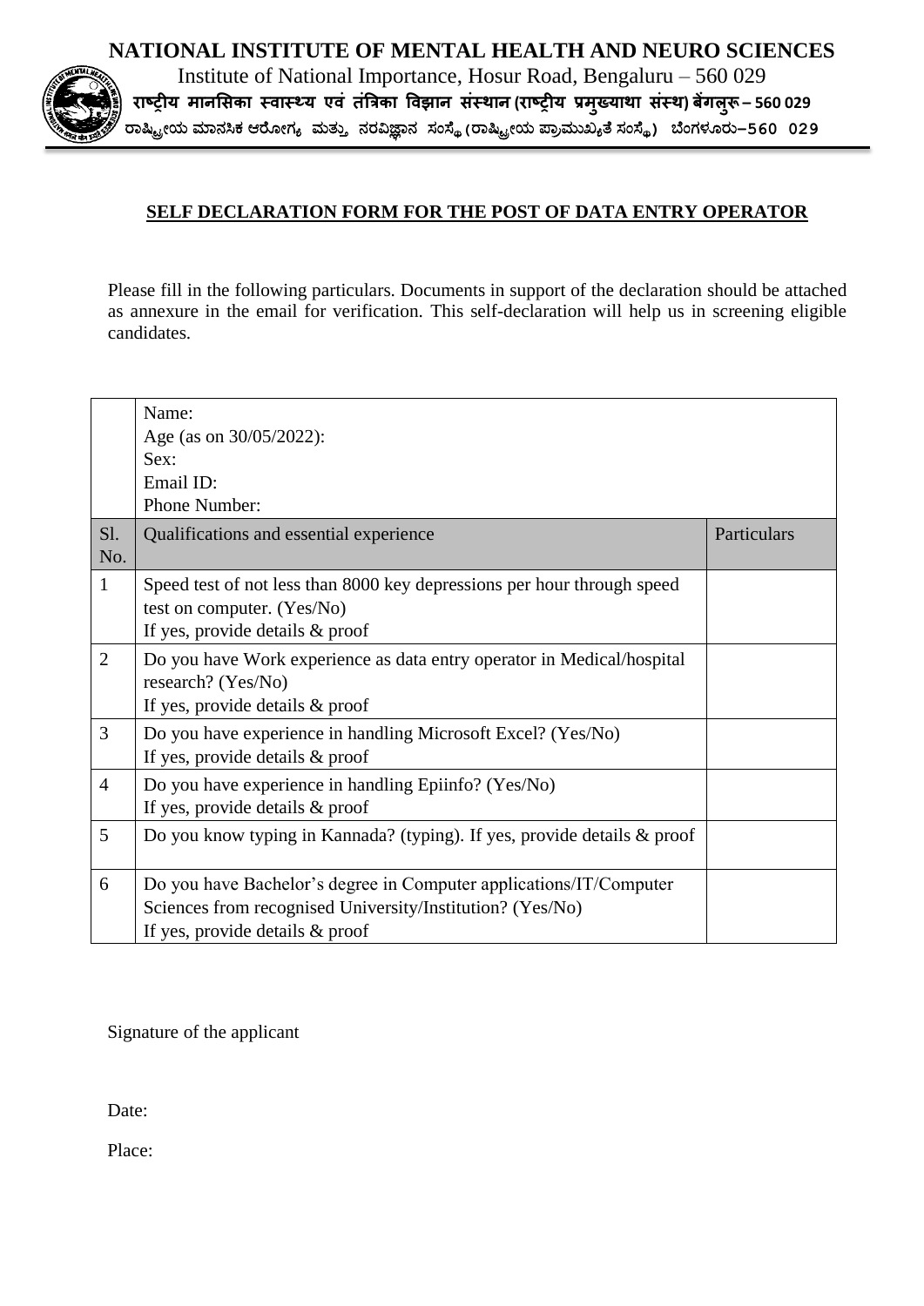# NATIONAL INSTITUTE OF MENTAL HEALTH AND NEURO SCIENCES

Institute of National Importance, Hosur Road, Bengaluru – 560 029

राष्ट्रीय मानसिका स्वास्थ्य एवं तंत्रिका विज्ञान संस्थान (राष्ट्रीय प्रमुख्याथा संस्थ) बेंगलुरू – 560 029

ರಾಷ್ಟ್ರೀಯ ಮಾನಸಿಕ ಆರೋಗ್ಯ ಮತ್ತು ನರವಿಜ್ಞಾನ ಸಂಸ್ಥೆ (ರಾಷ್ಟ್ರೀಯ ಪ್ರಾಮುಖ್ಯತೆ ಸಂಸ್ಥೆ) ಬೆಂಗಳೂರು–560 029

## SELF DECLARATION FORM FOR THE POST OF DATA ENTRY OPERATOR

Please fill in the following particulars. Documents in support of the declaration should be attached as annexure in the email for verification. This self-declaration will help us in screening eligible candidates.

| | | |
|---|---|---|
| | Name:<br>Age (as on 30/05/2022):<br>Sex:<br>Email ID:<br>Phone Number: | |
| Sl. No. | Qualifications and essential experience | Particulars |
| 1 | Speed test of not less than 8000 key depressions per hour through speed test on computer. (Yes/No)<br>If yes, provide details & proof | |
| 2 | Do you have Work experience as data entry operator in Medical/hospital research? (Yes/No)<br>If yes, provide details & proof | |
| 3 | Do you have experience in handling Microsoft Excel? (Yes/No)<br>If yes, provide details & proof | |
| 4 | Do you have experience in handling Epiinfo? (Yes/No)<br>If yes, provide details & proof | |
| 5 | Do you know typing in Kannada? (typing). If yes, provide details & proof | |
| 6 | Do you have Bachelor's degree in Computer applications/IT/Computer Sciences from recognised University/Institution? (Yes/No)<br>If yes, provide details & proof | |

Signature of the applicant

Date:

Place: